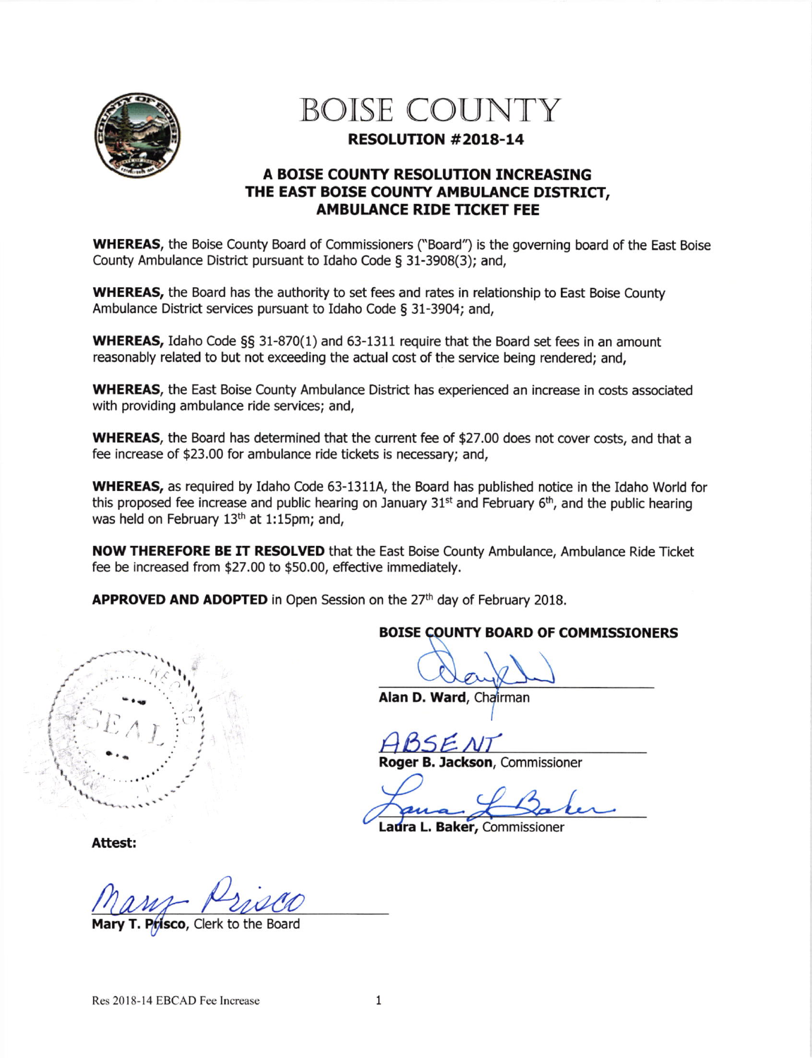# BOISE COUNTY

## RESOLUTION #2018-14

### A BOISE COUNTY RESOLUTION INCREASING THE EAST BOISE COUNTY AMBULANCE DISTRICT, AMBULANCE RIDE TICKET FEE

**WHEREAS,** the Boise County Board of Commissioners ("Board") is the governing board of the East Boise County Ambulance District pursuant to Idaho Code § 31-3908(3); and,

**WHEREAS,** the Board has the authority to set fees and rates in relationship to East Boise County Ambulance District services pursuant to Idaho Code § 31-3904; and,

**WHEREAS,** Idaho Code §§ 31-870(1) and 63-1311 require that the Board set fees in an amount reasonably related to but not exceeding the actual cost of the service being rendered; and,

**WHEREAS,** the East Boise County Ambulance District has experienced an increase in costs associated with providing ambulance ride services; and,

**WHEREAS,** the Board has determined that the current fee of $27.00 does not cover costs, and that a fee increase of $23.00 for ambulance ride tickets is necessary; and,

**WHEREAS,** as required by Idaho Code 63-1311A, the Board has published notice in the Idaho World for this proposed fee increase and public hearing on January 31st and February 6th, and the public hearing was held on February 13th at 1:15pm; and,

**NOW THEREFORE BE IT RESOLVED** that the East Boise County Ambulance, Ambulance Ride Ticket fee be increased from $27.00 to $50.00, effective immediately.

**APPROVED AND ADOPTED** in Open Session on the 27th day of February 2018.

**BOISE COUNTY BOARD OF COMMISSIONERS**

**Alan D. Ward**, Chairman

ABSENT

**Roger B. Jackson**, Commissioner

**Laura L. Baker**, Commissioner

**Attest:**

**Mary T. Prisco**, Clerk to the Board

Res 2018-14 EBCAD Fee Increase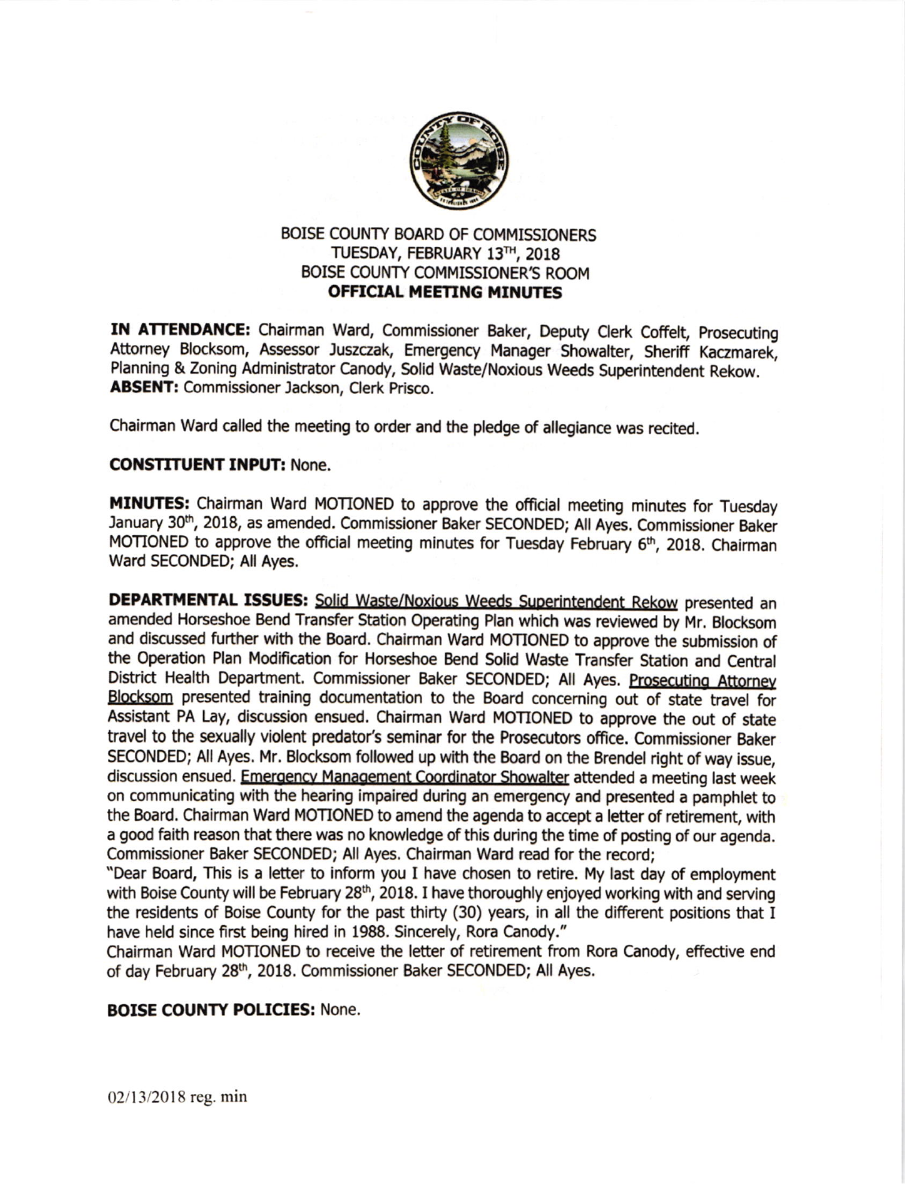BOISE COUNTY BOARD OF COMMISSIONERS
TUESDAY, FEBRUARY 13TH, 2018
BOISE COUNTY COMMISSIONER'S ROOM
**OFFICIAL MEETING MINUTES**

**IN ATTENDANCE:** Chairman Ward, Commissioner Baker, Deputy Clerk Coffelt, Prosecuting Attorney Blocksom, Assessor Juszczak, Emergency Manager Showalter, Sheriff Kaczmarek, Planning & Zoning Administrator Canody, Solid Waste/Noxious Weeds Superintendent Rekow.
**ABSENT:** Commissioner Jackson, Clerk Prisco.

Chairman Ward called the meeting to order and the pledge of allegiance was recited.

**CONSTITUENT INPUT:** None.

**MINUTES:** Chairman Ward MOTIONED to approve the official meeting minutes for Tuesday January 30th, 2018, as amended. Commissioner Baker SECONDED; All Ayes. Commissioner Baker MOTIONED to approve the official meeting minutes for Tuesday February 6th, 2018. Chairman Ward SECONDED; All Ayes.

**DEPARTMENTAL ISSUES:** Solid Waste/Noxious Weeds Superintendent Rekow presented an amended Horseshoe Bend Transfer Station Operating Plan which was reviewed by Mr. Blocksom and discussed further with the Board. Chairman Ward MOTIONED to approve the submission of the Operation Plan Modification for Horseshoe Bend Solid Waste Transfer Station and Central District Health Department. Commissioner Baker SECONDED; All Ayes. Prosecuting Attorney Blocksom presented training documentation to the Board concerning out of state travel for Assistant PA Lay, discussion ensued. Chairman Ward MOTIONED to approve the out of state travel to the sexually violent predator's seminar for the Prosecutors office. Commissioner Baker SECONDED; All Ayes. Mr. Blocksom followed up with the Board on the Brendel right of way issue, discussion ensued. Emergency Management Coordinator Showalter attended a meeting last week on communicating with the hearing impaired during an emergency and presented a pamphlet to the Board. Chairman Ward MOTIONED to amend the agenda to accept a letter of retirement, with a good faith reason that there was no knowledge of this during the time of posting of our agenda. Commissioner Baker SECONDED; All Ayes. Chairman Ward read for the record;

"Dear Board, This is a letter to inform you I have chosen to retire. My last day of employment with Boise County will be February 28th, 2018. I have thoroughly enjoyed working with and serving the residents of Boise County for the past thirty (30) years, in all the different positions that I have held since first being hired in 1988. Sincerely, Rora Canody."

Chairman Ward MOTIONED to receive the letter of retirement from Rora Canody, effective end of day February 28th, 2018. Commissioner Baker SECONDED; All Ayes.

**BOISE COUNTY POLICIES:** None.

02/13/2018 reg. min